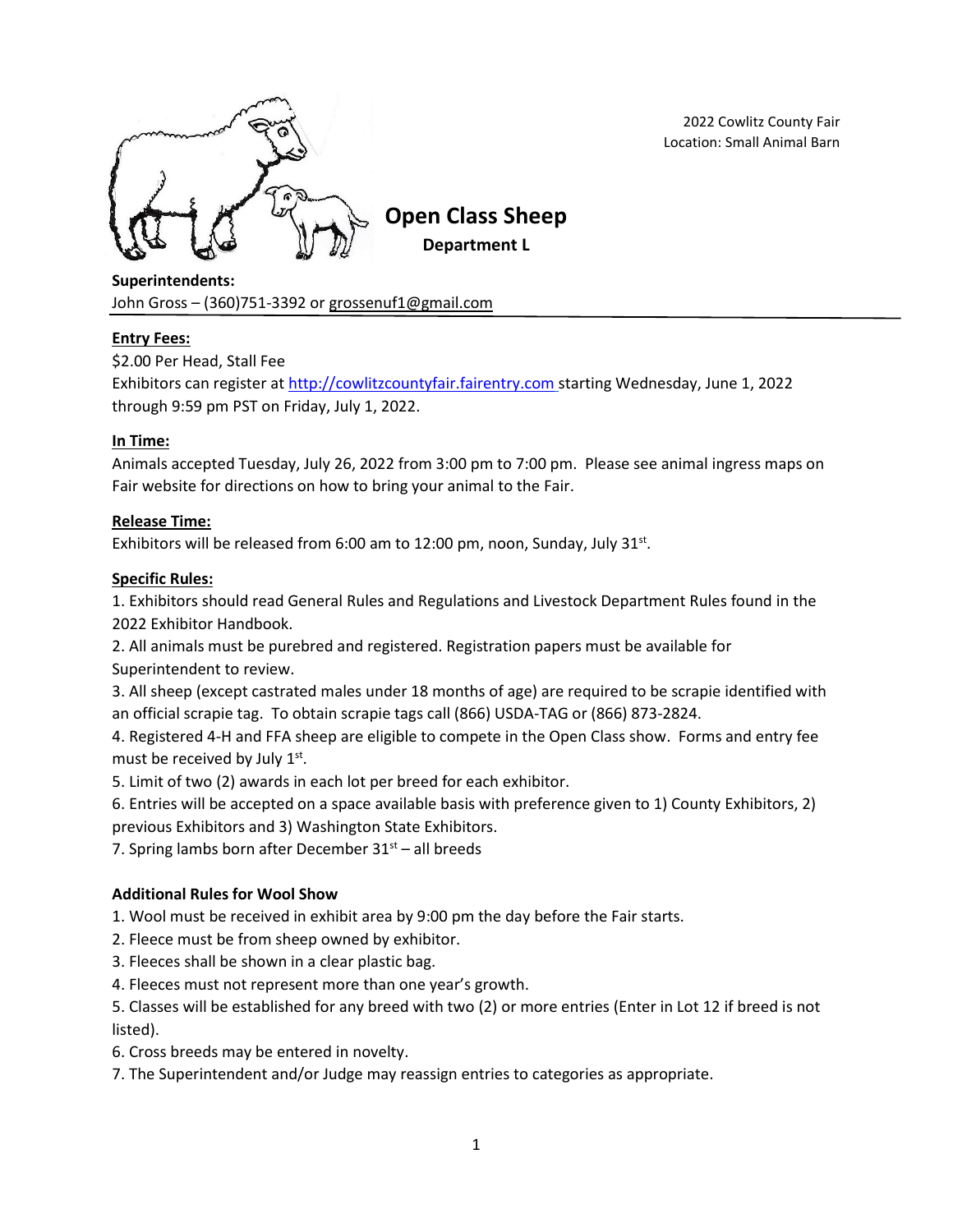2022 Cowlitz County Fair
Location: Small Animal Barn

# Open Class Sheep

## Department L

**Superintendents:**
John Gross – (360)751-3392 or grossenuf1@gmail.com

**Entry Fees:**
$2.00 Per Head, Stall Fee
Exhibitors can register at http://cowlitzcountyfair.fairentry.com starting Wednesday, June 1, 2022 through 9:59 pm PST on Friday, July 1, 2022.

**In Time:**
Animals accepted Tuesday, July 26, 2022 from 3:00 pm to 7:00 pm. Please see animal ingress maps on Fair website for directions on how to bring your animal to the Fair.

**Release Time:**
Exhibitors will be released from 6:00 am to 12:00 pm, noon, Sunday, July 31st.

**Specific Rules:**

1. Exhibitors should read General Rules and Regulations and Livestock Department Rules found in the 2022 Exhibitor Handbook.
2. All animals must be purebred and registered. Registration papers must be available for Superintendent to review.
3. All sheep (except castrated males under 18 months of age) are required to be scrapie identified with an official scrapie tag. To obtain scrapie tags call (866) USDA-TAG or (866) 873-2824.
4. Registered 4-H and FFA sheep are eligible to compete in the Open Class show. Forms and entry fee must be received by July 1st.
5. Limit of two (2) awards in each lot per breed for each exhibitor.
6. Entries will be accepted on a space available basis with preference given to 1) County Exhibitors, 2) previous Exhibitors and 3) Washington State Exhibitors.
7. Spring lambs born after December 31st – all breeds

**Additional Rules for Wool Show**

1. Wool must be received in exhibit area by 9:00 pm the day before the Fair starts.
2. Fleece must be from sheep owned by exhibitor.
3. Fleeces shall be shown in a clear plastic bag.
4. Fleeces must not represent more than one year's growth.
5. Classes will be established for any breed with two (2) or more entries (Enter in Lot 12 if breed is not listed).
6. Cross breeds may be entered in novelty.
7. The Superintendent and/or Judge may reassign entries to categories as appropriate.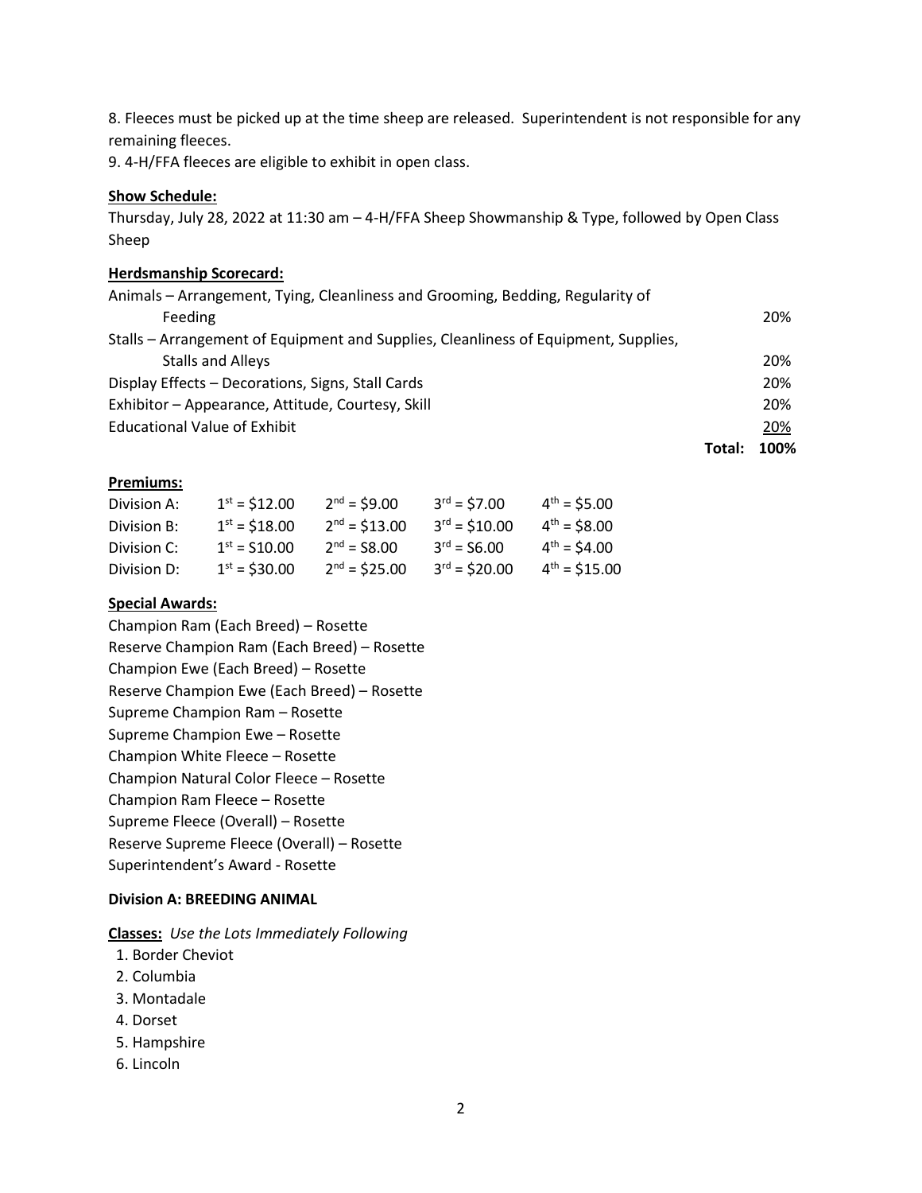8. Fleeces must be picked up at the time sheep are released. Superintendent is not responsible for any remaining fleeces.
9. 4-H/FFA fleeces are eligible to exhibit in open class.

**Show Schedule:**

Thursday, July 28, 2022 at 11:30 am – 4-H/FFA Sheep Showmanship & Type, followed by Open Class Sheep

**Herdsmanship Scorecard:**

| | |
|---|---|
| Animals – Arrangement, Tying, Cleanliness and Grooming, Bedding, Regularity of Feeding | 20% |
| Stalls – Arrangement of Equipment and Supplies, Cleanliness of Equipment, Supplies, Stalls and Alleys | 20% |
| Display Effects – Decorations, Signs, Stall Cards | 20% |
| Exhibitor – Appearance, Attitude, Courtesy, Skill | 20% |
| Educational Value of Exhibit | 20% |
| **Total:** | **100%** |

**Premiums:**

| | | | | |
|---|---|---|---|---|
| Division A: | $1^{st}$ = \$12.00 | $2^{nd}$ = \$9.00 | $3^{rd}$ = \$7.00 | $4^{th}$ = \$5.00 |
| Division B: | $1^{st}$ = \$18.00 | $2^{nd}$ = \$13.00 | $3^{rd}$ = \$10.00 | $4^{th}$ = \$8.00 |
| Division C: | $1^{st}$ = \$10.00 | $2^{nd}$ = \$8.00 | $3^{rd}$ = \$6.00 | $4^{th}$ = \$4.00 |
| Division D: | $1^{st}$ = \$30.00 | $2^{nd}$ = \$25.00 | $3^{rd}$ = \$20.00 | $4^{th}$ = \$15.00 |

**Special Awards:**

Champion Ram (Each Breed) – Rosette
Reserve Champion Ram (Each Breed) – Rosette
Champion Ewe (Each Breed) – Rosette
Reserve Champion Ewe (Each Breed) – Rosette
Supreme Champion Ram – Rosette
Supreme Champion Ewe – Rosette
Champion White Fleece – Rosette
Champion Natural Color Fleece – Rosette
Champion Ram Fleece – Rosette
Supreme Fleece (Overall) – Rosette
Reserve Supreme Fleece (Overall) – Rosette
Superintendent's Award - Rosette

**Division A: BREEDING ANIMAL**

**Classes:** *Use the Lots Immediately Following*

1. Border Cheviot
2. Columbia
3. Montadale
4. Dorset
5. Hampshire
6. Lincoln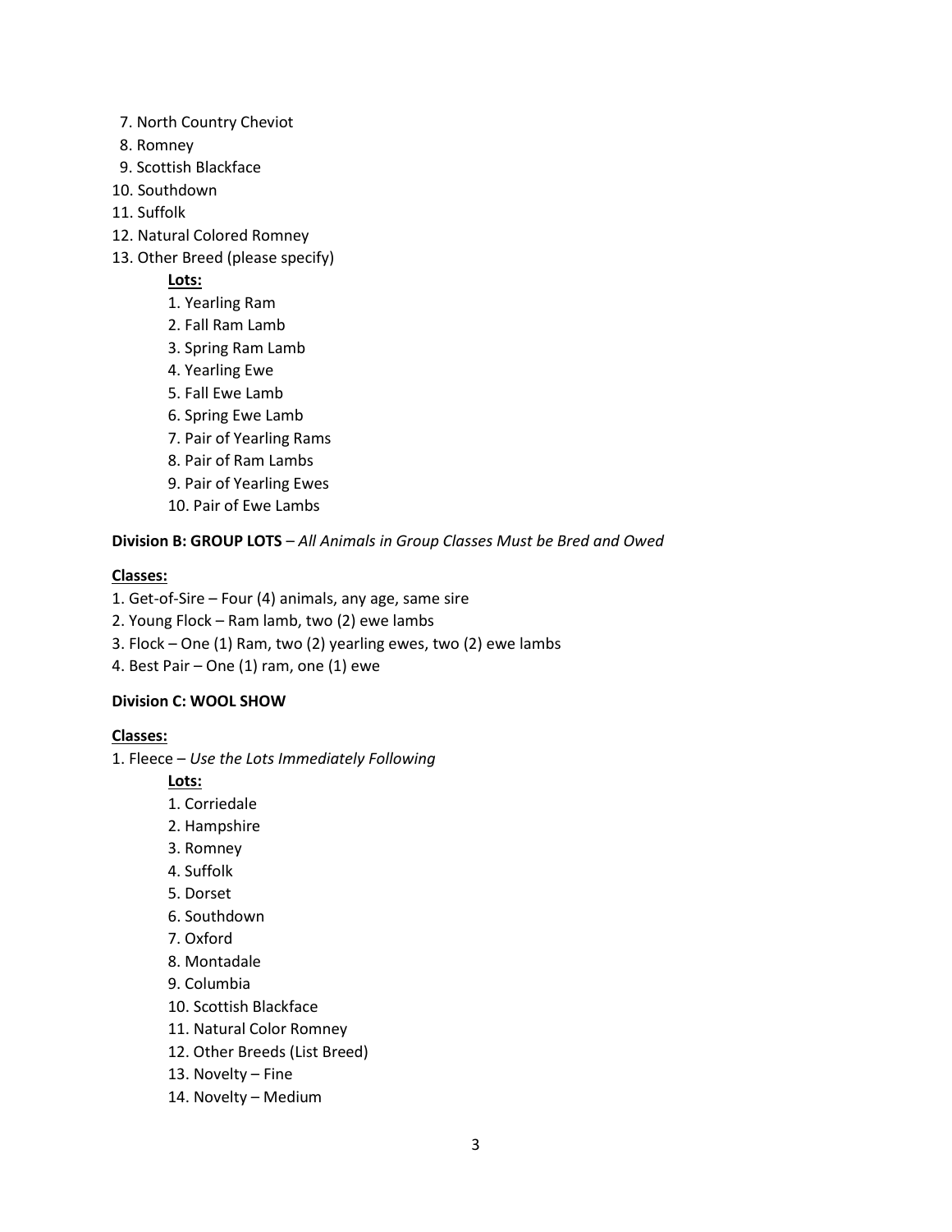7. North Country Cheviot
8. Romney
9. Scottish Blackface
10. Southdown
11. Suffolk
12. Natural Colored Romney
13. Other Breed (please specify)

   **Lots:**

   1. Yearling Ram
   2. Fall Ram Lamb
   3. Spring Ram Lamb
   4. Yearling Ewe
   5. Fall Ewe Lamb
   6. Spring Ewe Lamb
   7. Pair of Yearling Rams
   8. Pair of Ram Lambs
   9. Pair of Yearling Ewes
   10. Pair of Ewe Lambs

**Division B: GROUP LOTS** – *All Animals in Group Classes Must be Bred and Owed*

**Classes:**

1. Get-of-Sire – Four (4) animals, any age, same sire
2. Young Flock – Ram lamb, two (2) ewe lambs
3. Flock – One (1) Ram, two (2) yearling ewes, two (2) ewe lambs
4. Best Pair – One (1) ram, one (1) ewe

**Division C: WOOL SHOW**

**Classes:**

1. Fleece – *Use the Lots Immediately Following*

   **Lots:**

   1. Corriedale
   2. Hampshire
   3. Romney
   4. Suffolk
   5. Dorset
   6. Southdown
   7. Oxford
   8. Montadale
   9. Columbia
   10. Scottish Blackface
   11. Natural Color Romney
   12. Other Breeds (List Breed)
   13. Novelty – Fine
   14. Novelty – Medium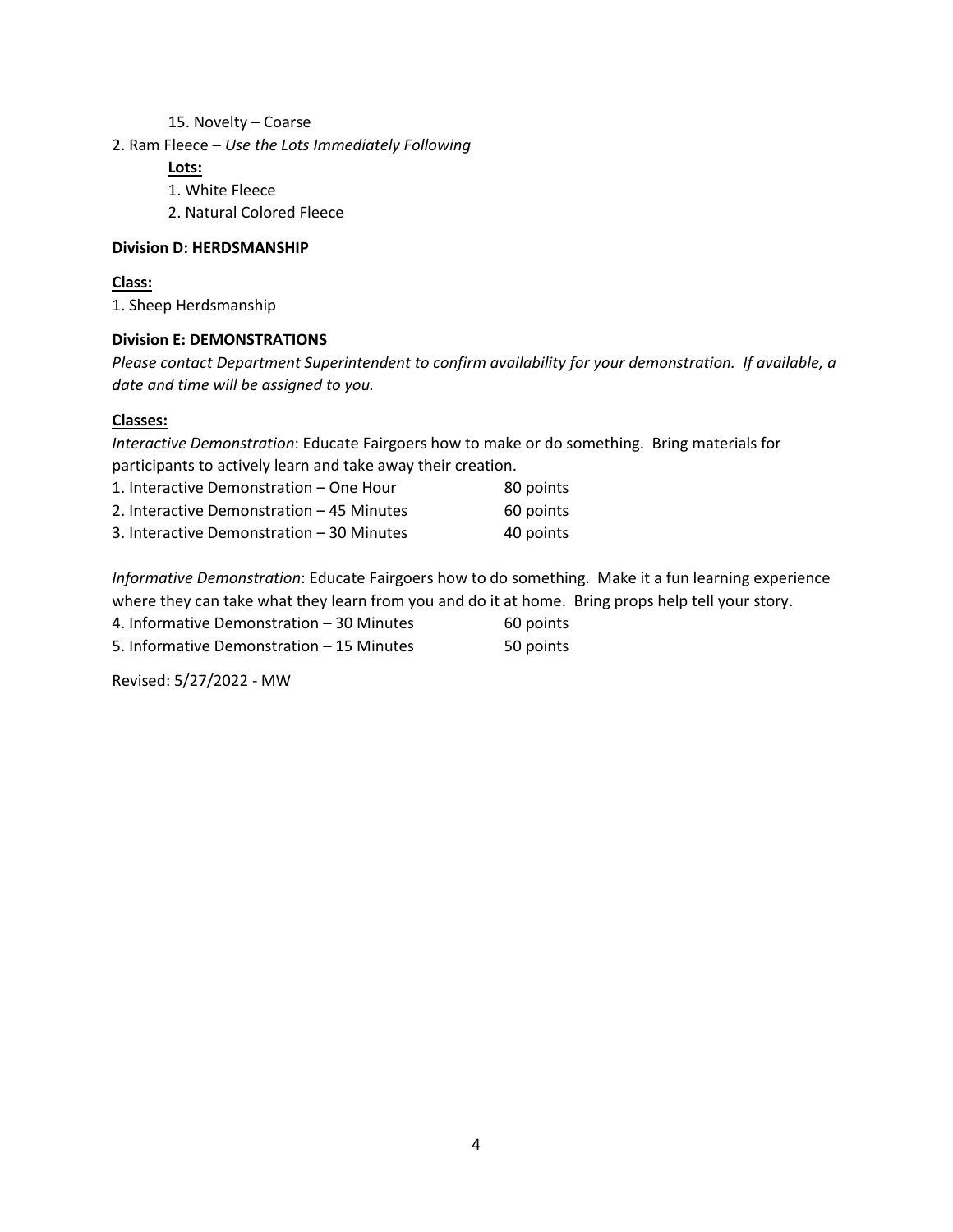15. Novelty – Coarse

2. Ram Fleece – *Use the Lots Immediately Following*

**Lots:**

1. White Fleece
2. Natural Colored Fleece

**Division D: HERDSMANSHIP**

**Class:**

1. Sheep Herdsmanship

**Division E: DEMONSTRATIONS**

*Please contact Department Superintendent to confirm availability for your demonstration. If available, a date and time will be assigned to you.*

**Classes:**

*Interactive Demonstration*: Educate Fairgoers how to make or do something. Bring materials for participants to actively learn and take away their creation.

| | |
|---|---|
| 1. Interactive Demonstration – One Hour | 80 points |
| 2. Interactive Demonstration – 45 Minutes | 60 points |
| 3. Interactive Demonstration – 30 Minutes | 40 points |

*Informative Demonstration*: Educate Fairgoers how to do something. Make it a fun learning experience where they can take what they learn from you and do it at home. Bring props help tell your story.

| | |
|---|---|
| 4. Informative Demonstration – 30 Minutes | 60 points |
| 5. Informative Demonstration – 15 Minutes | 50 points |

Revised: 5/27/2022 - MW